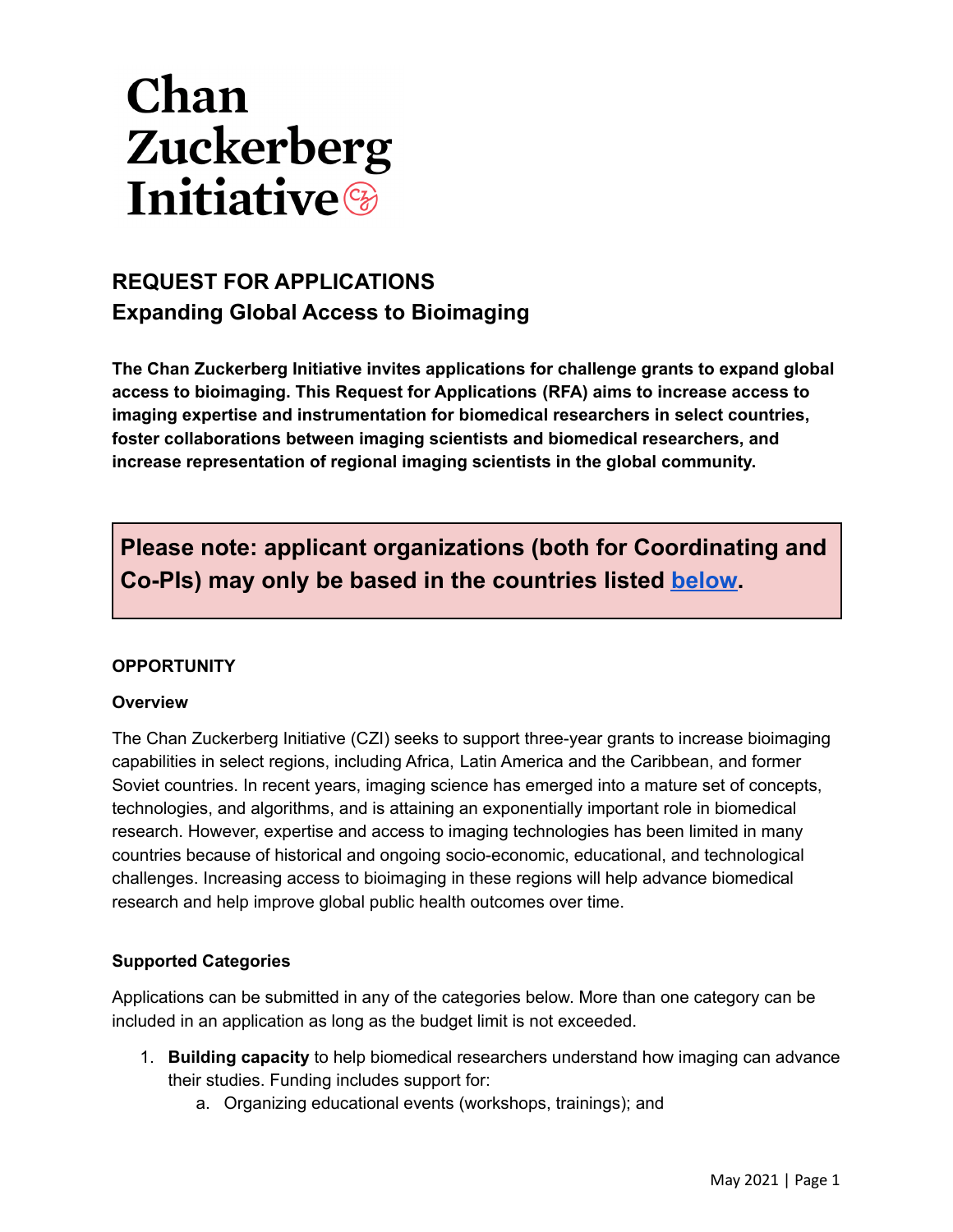# Chan Zuckerberg Initiative

## REQUEST FOR APPLICATIONS
## Expanding Global Access to Bioimaging

**The Chan Zuckerberg Initiative invites applications for challenge grants to expand global access to bioimaging. This Request for Applications (RFA) aims to increase access to imaging expertise and instrumentation for biomedical researchers in select countries, foster collaborations between imaging scientists and biomedical researchers, and increase representation of regional imaging scientists in the global community.**

> **Please note: applicant organizations (both for Coordinating and Co-PIs) may only be based in the countries listed [below](#).**

### OPPORTUNITY

#### Overview

The Chan Zuckerberg Initiative (CZI) seeks to support three-year grants to increase bioimaging capabilities in select regions, including Africa, Latin America and the Caribbean, and former Soviet countries. In recent years, imaging science has emerged into a mature set of concepts, technologies, and algorithms, and is attaining an exponentially important role in biomedical research. However, expertise and access to imaging technologies has been limited in many countries because of historical and ongoing socio-economic, educational, and technological challenges. Increasing access to bioimaging in these regions will help advance biomedical research and help improve global public health outcomes over time.

#### Supported Categories

Applications can be submitted in any of the categories below. More than one category can be included in an application as long as the budget limit is not exceeded.

1. **Building capacity** to help biomedical researchers understand how imaging can advance their studies. Funding includes support for:
   a. Organizing educational events (workshops, trainings); and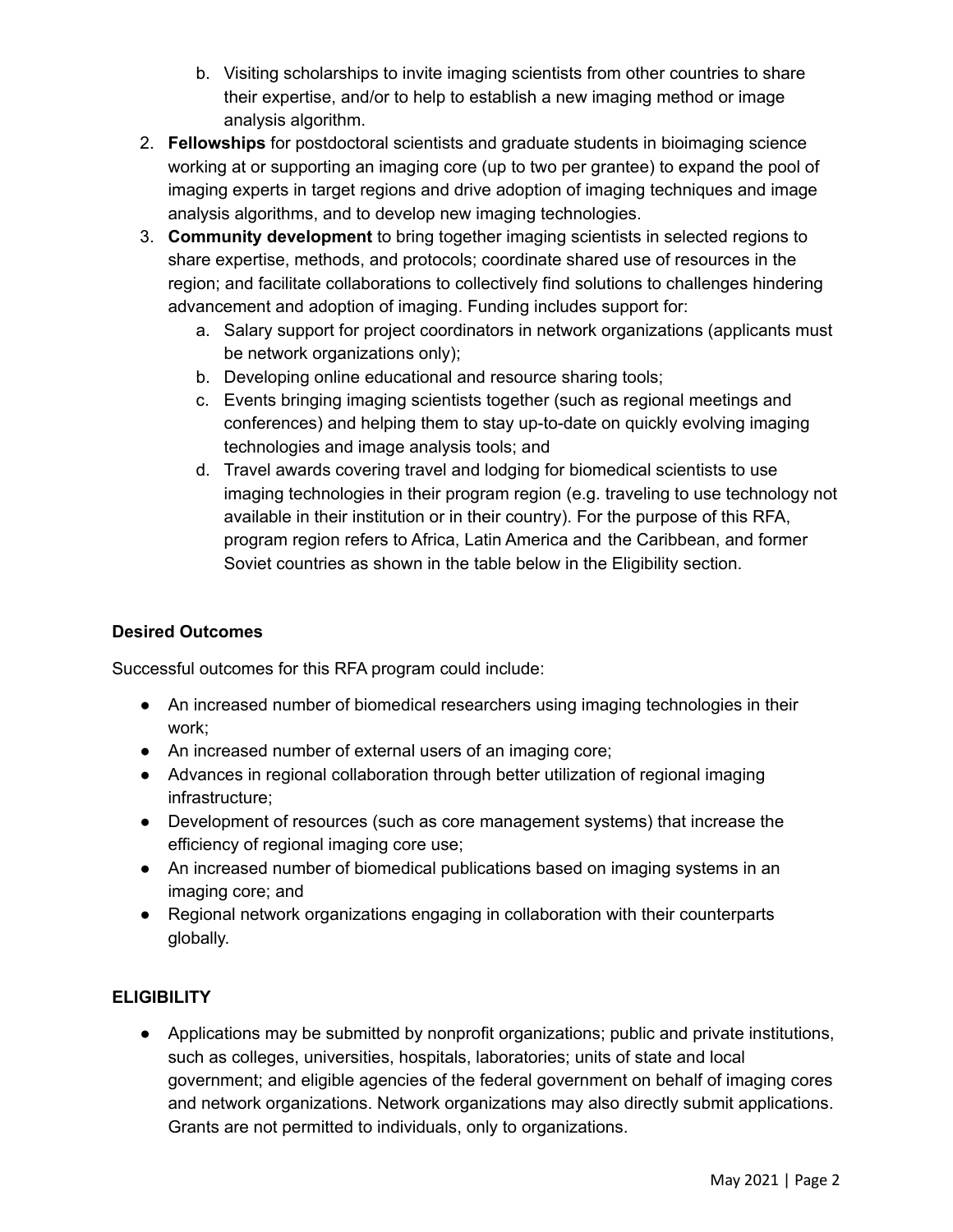b. Visiting scholarships to invite imaging scientists from other countries to share their expertise, and/or to help to establish a new imaging method or image analysis algorithm.

2. **Fellowships** for postdoctoral scientists and graduate students in bioimaging science working at or supporting an imaging core (up to two per grantee) to expand the pool of imaging experts in target regions and drive adoption of imaging techniques and image analysis algorithms, and to develop new imaging technologies.
3. **Community development** to bring together imaging scientists in selected regions to share expertise, methods, and protocols; coordinate shared use of resources in the region; and facilitate collaborations to collectively find solutions to challenges hindering advancement and adoption of imaging. Funding includes support for:
   a. Salary support for project coordinators in network organizations (applicants must be network organizations only);
   b. Developing online educational and resource sharing tools;
   c. Events bringing imaging scientists together (such as regional meetings and conferences) and helping them to stay up-to-date on quickly evolving imaging technologies and image analysis tools; and
   d. Travel awards covering travel and lodging for biomedical scientists to use imaging technologies in their program region (e.g. traveling to use technology not available in their institution or in their country). For the purpose of this RFA, program region refers to Africa, Latin America and the Caribbean, and former Soviet countries as shown in the table below in the Eligibility section.

**Desired Outcomes**

Successful outcomes for this RFA program could include:

- An increased number of biomedical researchers using imaging technologies in their work;
- An increased number of external users of an imaging core;
- Advances in regional collaboration through better utilization of regional imaging infrastructure;
- Development of resources (such as core management systems) that increase the efficiency of regional imaging core use;
- An increased number of biomedical publications based on imaging systems in an imaging core; and
- Regional network organizations engaging in collaboration with their counterparts globally.

## ELIGIBILITY

- Applications may be submitted by nonprofit organizations; public and private institutions, such as colleges, universities, hospitals, laboratories; units of state and local government; and eligible agencies of the federal government on behalf of imaging cores and network organizations. Network organizations may also directly submit applications. Grants are not permitted to individuals, only to organizations.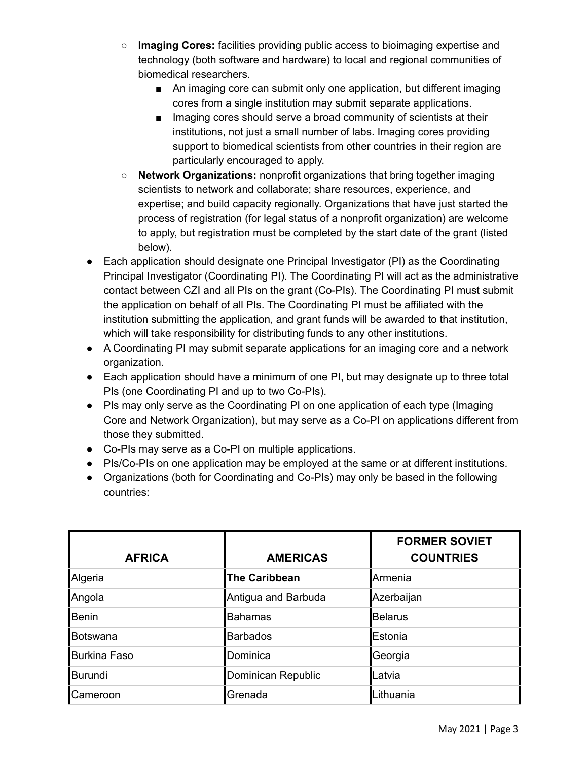- **Imaging Cores:** facilities providing public access to bioimaging expertise and technology (both software and hardware) to local and regional communities of biomedical researchers.
    - An imaging core can submit only one application, but different imaging cores from a single institution may submit separate applications.
    - Imaging cores should serve a broad community of scientists at their institutions, not just a small number of labs. Imaging cores providing support to biomedical scientists from other countries in their region are particularly encouraged to apply.
  - **Network Organizations:** nonprofit organizations that bring together imaging scientists to network and collaborate; share resources, experience, and expertise; and build capacity regionally. Organizations that have just started the process of registration (for legal status of a nonprofit organization) are welcome to apply, but registration must be completed by the start date of the grant (listed below).
- Each application should designate one Principal Investigator (PI) as the Coordinating Principal Investigator (Coordinating PI). The Coordinating PI will act as the administrative contact between CZI and all PIs on the grant (Co-PIs). The Coordinating PI must submit the application on behalf of all PIs. The Coordinating PI must be affiliated with the institution submitting the application, and grant funds will be awarded to that institution, which will take responsibility for distributing funds to any other institutions.
- A Coordinating PI may submit separate applications for an imaging core and a network organization.
- Each application should have a minimum of one PI, but may designate up to three total PIs (one Coordinating PI and up to two Co-PIs).
- PIs may only serve as the Coordinating PI on one application of each type (Imaging Core and Network Organization), but may serve as a Co-PI on applications different from those they submitted.
- Co-PIs may serve as a Co-PI on multiple applications.
- PIs/Co-PIs on one application may be employed at the same or at different institutions.
- Organizations (both for Coordinating and Co-PIs) may only be based in the following countries:

| AFRICA | AMERICAS | FORMER SOVIET COUNTRIES |
|---|---|---|
| Algeria | **The Caribbean** | Armenia |
| Angola | Antigua and Barbuda | Azerbaijan |
| Benin | Bahamas | Belarus |
| Botswana | Barbados | Estonia |
| Burkina Faso | Dominica | Georgia |
| Burundi | Dominican Republic | Latvia |
| Cameroon | Grenada | Lithuania |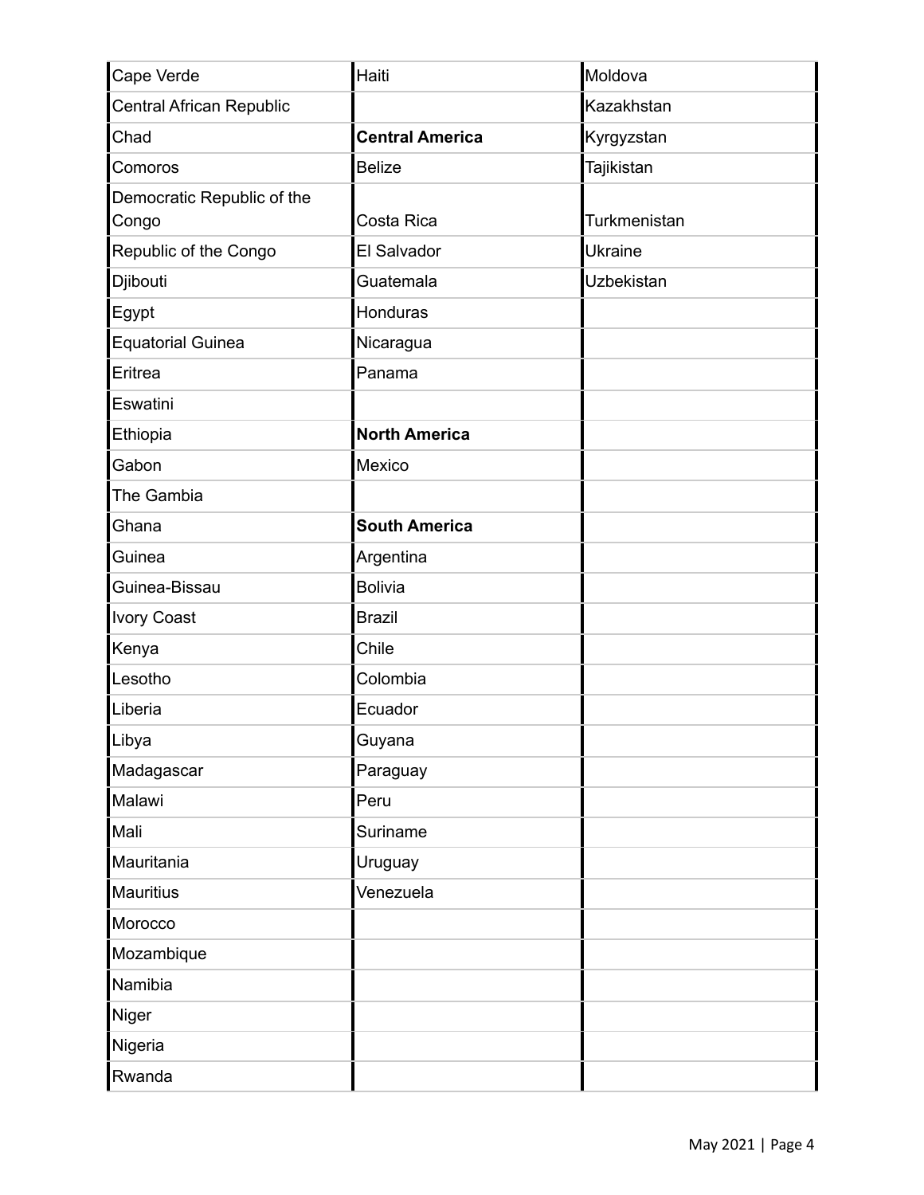| | | |
|---|---|---|
| Cape Verde | Haiti | Moldova |
| Central African Republic | | Kazakhstan |
| Chad | **Central America** | Kyrgyzstan |
| Comoros | Belize | Tajikistan |
| Democratic Republic of the Congo | Costa Rica | Turkmenistan |
| Republic of the Congo | El Salvador | Ukraine |
| Djibouti | Guatemala | Uzbekistan |
| Egypt | Honduras | |
| Equatorial Guinea | Nicaragua | |
| Eritrea | Panama | |
| Eswatini | | |
| Ethiopia | **North America** | |
| Gabon | Mexico | |
| The Gambia | | |
| Ghana | **South America** | |
| Guinea | Argentina | |
| Guinea-Bissau | Bolivia | |
| Ivory Coast | Brazil | |
| Kenya | Chile | |
| Lesotho | Colombia | |
| Liberia | Ecuador | |
| Libya | Guyana | |
| Madagascar | Paraguay | |
| Malawi | Peru | |
| Mali | Suriname | |
| Mauritania | Uruguay | |
| Mauritius | Venezuela | |
| Morocco | | |
| Mozambique | | |
| Namibia | | |
| Niger | | |
| Nigeria | | |
| Rwanda | | |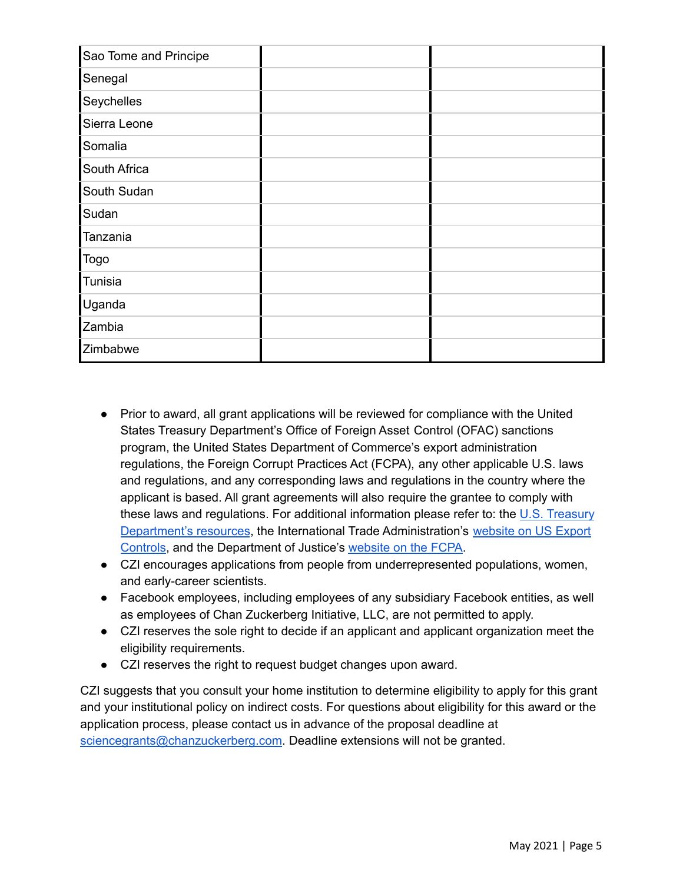| | | |
|---|---|---|
| Sao Tome and Principe | | |
| Senegal | | |
| Seychelles | | |
| Sierra Leone | | |
| Somalia | | |
| South Africa | | |
| South Sudan | | |
| Sudan | | |
| Tanzania | | |
| Togo | | |
| Tunisia | | |
| Uganda | | |
| Zambia | | |
| Zimbabwe | | |

- Prior to award, all grant applications will be reviewed for compliance with the United States Treasury Department's Office of Foreign Asset Control (OFAC) sanctions program, the United States Department of Commerce's export administration regulations, the Foreign Corrupt Practices Act (FCPA), any other applicable U.S. laws and regulations, and any corresponding laws and regulations in the country where the applicant is based. All grant agreements will also require the grantee to comply with these laws and regulations. For additional information please refer to: the U.S. Treasury Department's resources, the International Trade Administration's website on US Export Controls, and the Department of Justice's website on the FCPA.
- CZI encourages applications from people from underrepresented populations, women, and early-career scientists.
- Facebook employees, including employees of any subsidiary Facebook entities, as well as employees of Chan Zuckerberg Initiative, LLC, are not permitted to apply.
- CZI reserves the sole right to decide if an applicant and applicant organization meet the eligibility requirements.
- CZI reserves the right to request budget changes upon award.

CZI suggests that you consult your home institution to determine eligibility to apply for this grant and your institutional policy on indirect costs. For questions about eligibility for this award or the application process, please contact us in advance of the proposal deadline at sciencegrants@chanzuckerberg.com. Deadline extensions will not be granted.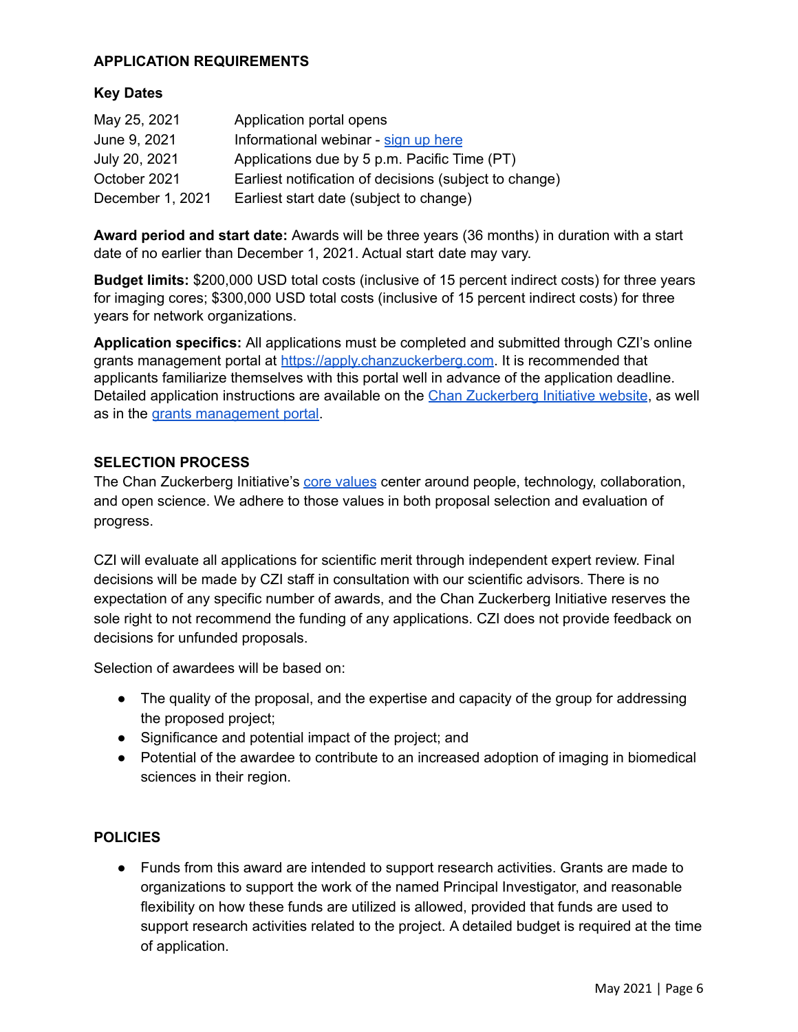## APPLICATION REQUIREMENTS

### Key Dates

| | |
|---|---|
| May 25, 2021 | Application portal opens |
| June 9, 2021 | Informational webinar - sign up here |
| July 20, 2021 | Applications due by 5 p.m. Pacific Time (PT) |
| October 2021 | Earliest notification of decisions (subject to change) |
| December 1, 2021 | Earliest start date (subject to change) |

**Award period and start date:** Awards will be three years (36 months) in duration with a start date of no earlier than December 1, 2021. Actual start date may vary.

**Budget limits:** $200,000 USD total costs (inclusive of 15 percent indirect costs) for three years for imaging cores; $300,000 USD total costs (inclusive of 15 percent indirect costs) for three years for network organizations.

**Application specifics:** All applications must be completed and submitted through CZI's online grants management portal at https://apply.chanzuckerberg.com. It is recommended that applicants familiarize themselves with this portal well in advance of the application deadline. Detailed application instructions are available on the Chan Zuckerberg Initiative website, as well as in the grants management portal.

## SELECTION PROCESS

The Chan Zuckerberg Initiative's core values center around people, technology, collaboration, and open science. We adhere to those values in both proposal selection and evaluation of progress.

CZI will evaluate all applications for scientific merit through independent expert review. Final decisions will be made by CZI staff in consultation with our scientific advisors. There is no expectation of any specific number of awards, and the Chan Zuckerberg Initiative reserves the sole right to not recommend the funding of any applications. CZI does not provide feedback on decisions for unfunded proposals.

Selection of awardees will be based on:

- The quality of the proposal, and the expertise and capacity of the group for addressing the proposed project;
- Significance and potential impact of the project; and
- Potential of the awardee to contribute to an increased adoption of imaging in biomedical sciences in their region.

## POLICIES

- Funds from this award are intended to support research activities. Grants are made to organizations to support the work of the named Principal Investigator, and reasonable flexibility on how these funds are utilized is allowed, provided that funds are used to support research activities related to the project. A detailed budget is required at the time of application.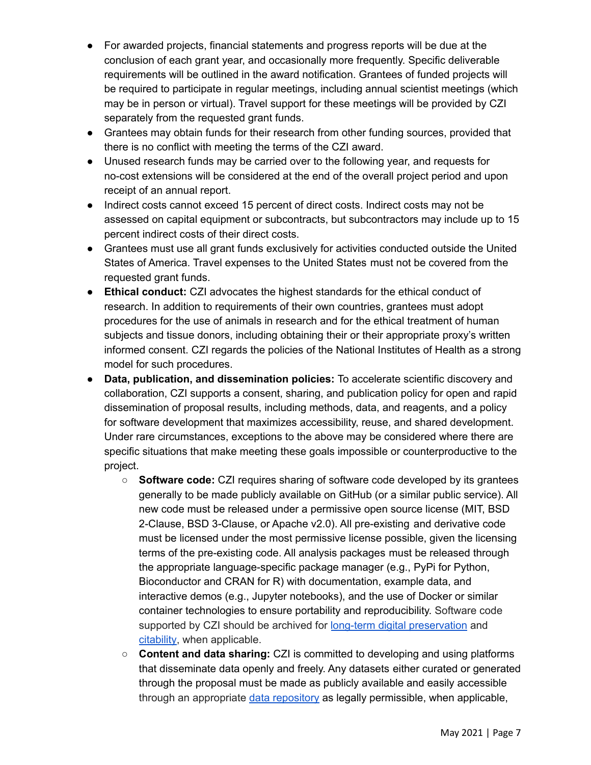- For awarded projects, financial statements and progress reports will be due at the conclusion of each grant year, and occasionally more frequently. Specific deliverable requirements will be outlined in the award notification. Grantees of funded projects will be required to participate in regular meetings, including annual scientist meetings (which may be in person or virtual). Travel support for these meetings will be provided by CZI separately from the requested grant funds.
- Grantees may obtain funds for their research from other funding sources, provided that there is no conflict with meeting the terms of the CZI award.
- Unused research funds may be carried over to the following year, and requests for no-cost extensions will be considered at the end of the overall project period and upon receipt of an annual report.
- Indirect costs cannot exceed 15 percent of direct costs. Indirect costs may not be assessed on capital equipment or subcontracts, but subcontractors may include up to 15 percent indirect costs of their direct costs.
- Grantees must use all grant funds exclusively for activities conducted outside the United States of America. Travel expenses to the United States must not be covered from the requested grant funds.
- **Ethical conduct:** CZI advocates the highest standards for the ethical conduct of research. In addition to requirements of their own countries, grantees must adopt procedures for the use of animals in research and for the ethical treatment of human subjects and tissue donors, including obtaining their or their appropriate proxy's written informed consent. CZI regards the policies of the National Institutes of Health as a strong model for such procedures.
- **Data, publication, and dissemination policies:** To accelerate scientific discovery and collaboration, CZI supports a consent, sharing, and publication policy for open and rapid dissemination of proposal results, including methods, data, and reagents, and a policy for software development that maximizes accessibility, reuse, and shared development. Under rare circumstances, exceptions to the above may be considered where there are specific situations that make meeting these goals impossible or counterproductive to the project.
  - **Software code:** CZI requires sharing of software code developed by its grantees generally to be made publicly available on GitHub (or a similar public service). All new code must be released under a permissive open source license (MIT, BSD 2-Clause, BSD 3-Clause, or Apache v2.0). All pre-existing and derivative code must be licensed under the most permissive license possible, given the licensing terms of the pre-existing code. All analysis packages must be released through the appropriate language-specific package manager (e.g., PyPi for Python, Bioconductor and CRAN for R) with documentation, example data, and interactive demos (e.g., Jupyter notebooks), and the use of Docker or similar container technologies to ensure portability and reproducibility. Software code supported by CZI should be archived for [long-term digital preservation]() and [citability](), when applicable.
  - **Content and data sharing:** CZI is committed to developing and using platforms that disseminate data openly and freely. Any datasets either curated or generated through the proposal must be made as publicly available and easily accessible through an appropriate [data repository]() as legally permissible, when applicable,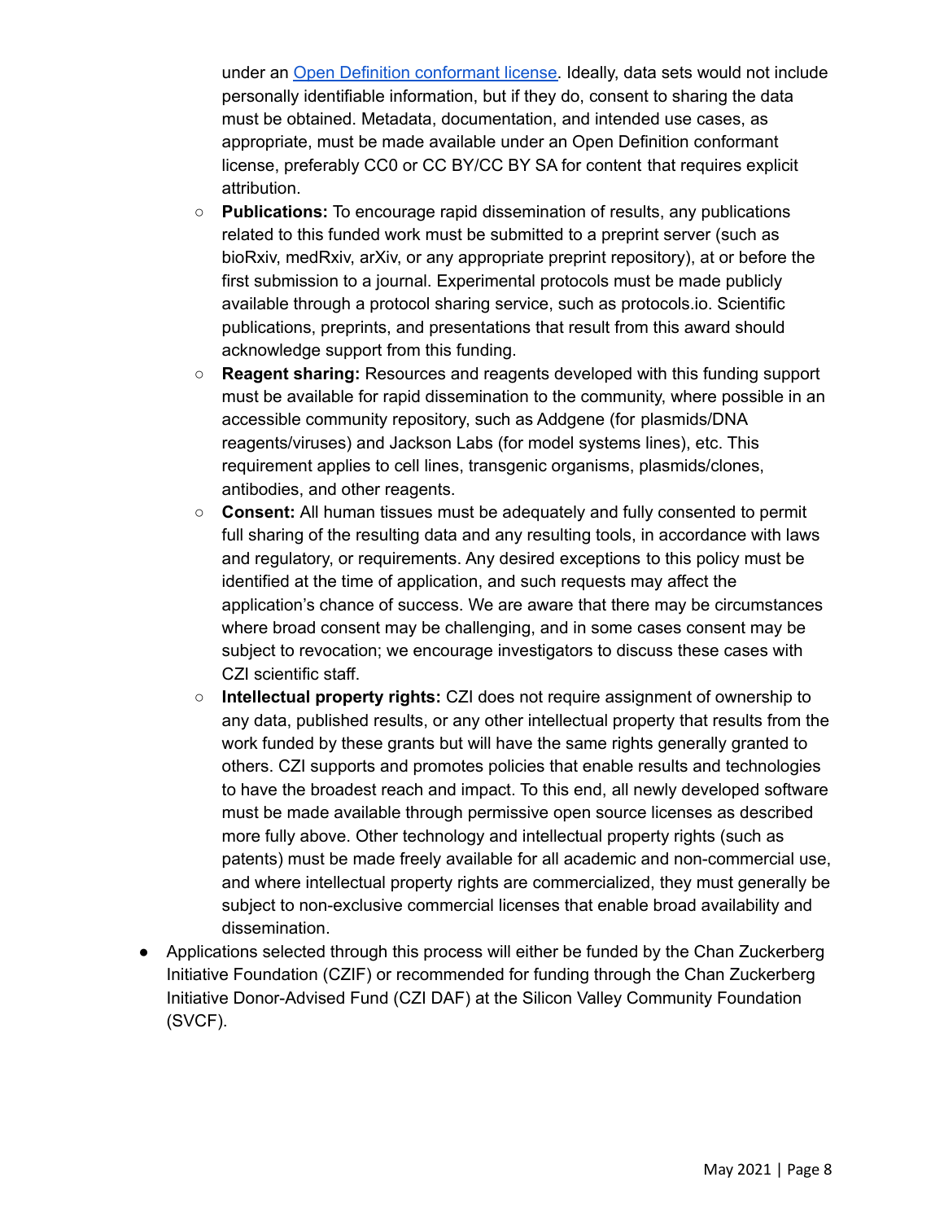under an [Open Definition conformant license](). Ideally, data sets would not include personally identifiable information, but if they do, consent to sharing the data must be obtained. Metadata, documentation, and intended use cases, as appropriate, must be made available under an Open Definition conformant license, preferably CC0 or CC BY/CC BY SA for content that requires explicit attribution.

    - **Publications:** To encourage rapid dissemination of results, any publications related to this funded work must be submitted to a preprint server (such as bioRxiv, medRxiv, arXiv, or any appropriate preprint repository), at or before the first submission to a journal. Experimental protocols must be made publicly available through a protocol sharing service, such as protocols.io. Scientific publications, preprints, and presentations that result from this award should acknowledge support from this funding.
    - **Reagent sharing:** Resources and reagents developed with this funding support must be available for rapid dissemination to the community, where possible in an accessible community repository, such as Addgene (for plasmids/DNA reagents/viruses) and Jackson Labs (for model systems lines), etc. This requirement applies to cell lines, transgenic organisms, plasmids/clones, antibodies, and other reagents.
    - **Consent:** All human tissues must be adequately and fully consented to permit full sharing of the resulting data and any resulting tools, in accordance with laws and regulatory, or requirements. Any desired exceptions to this policy must be identified at the time of application, and such requests may affect the application's chance of success. We are aware that there may be circumstances where broad consent may be challenging, and in some cases consent may be subject to revocation; we encourage investigators to discuss these cases with CZI scientific staff.
    - **Intellectual property rights:** CZI does not require assignment of ownership to any data, published results, or any other intellectual property that results from the work funded by these grants but will have the same rights generally granted to others. CZI supports and promotes policies that enable results and technologies to have the broadest reach and impact. To this end, all newly developed software must be made available through permissive open source licenses as described more fully above. Other technology and intellectual property rights (such as patents) must be made freely available for all academic and non-commercial use, and where intellectual property rights are commercialized, they must generally be subject to non-exclusive commercial licenses that enable broad availability and dissemination.

- Applications selected through this process will either be funded by the Chan Zuckerberg Initiative Foundation (CZIF) or recommended for funding through the Chan Zuckerberg Initiative Donor-Advised Fund (CZI DAF) at the Silicon Valley Community Foundation (SVCF).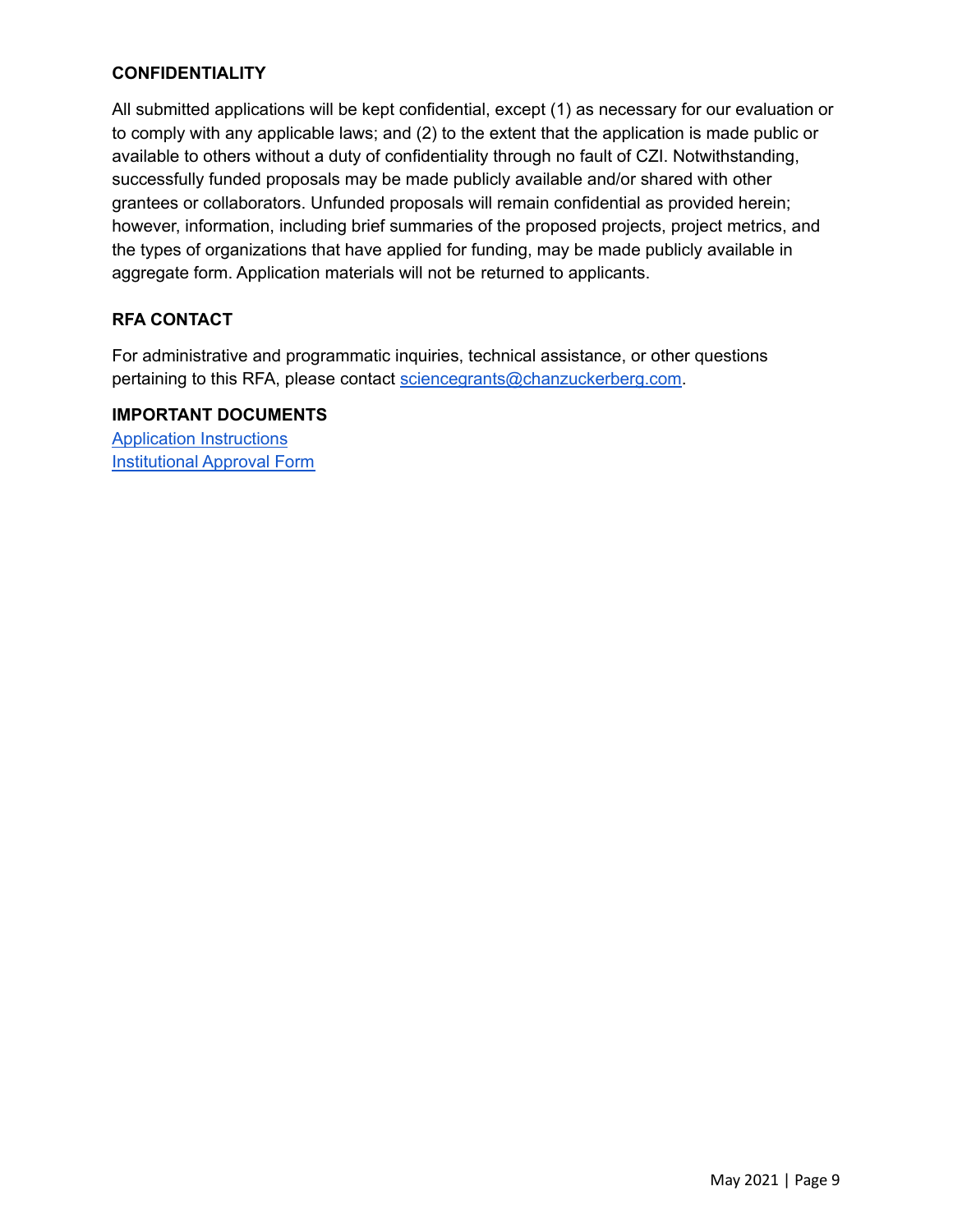## CONFIDENTIALITY

All submitted applications will be kept confidential, except (1) as necessary for our evaluation or to comply with any applicable laws; and (2) to the extent that the application is made public or available to others without a duty of confidentiality through no fault of CZI. Notwithstanding, successfully funded proposals may be made publicly available and/or shared with other grantees or collaborators. Unfunded proposals will remain confidential as provided herein; however, information, including brief summaries of the proposed projects, project metrics, and the types of organizations that have applied for funding, may be made publicly available in aggregate form. Application materials will not be returned to applicants.

## RFA CONTACT

For administrative and programmatic inquiries, technical assistance, or other questions pertaining to this RFA, please contact sciencegrants@chanzuckerberg.com.

## IMPORTANT DOCUMENTS

Application Instructions
Institutional Approval Form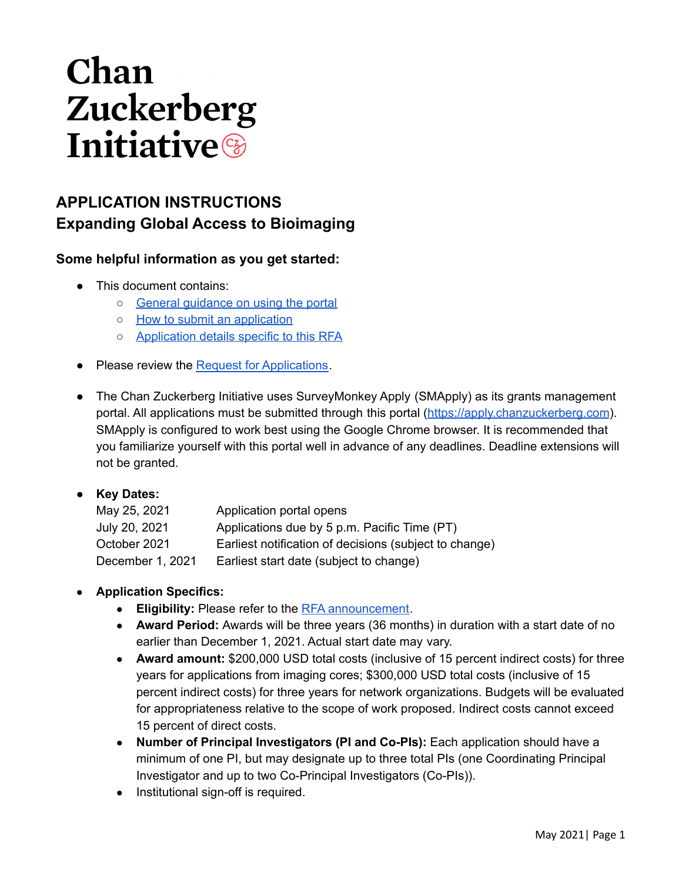# Chan Zuckerberg Initiative

## APPLICATION INSTRUCTIONS
## Expanding Global Access to Bioimaging

### Some helpful information as you get started:

- This document contains:
  - General guidance on using the portal
  - How to submit an application
  - Application details specific to this RFA
- Please review the Request for Applications.
- The Chan Zuckerberg Initiative uses SurveyMonkey Apply (SMApply) as its grants management portal. All applications must be submitted through this portal (https://apply.chanzuckerberg.com). SMApply is configured to work best using the Google Chrome browser. It is recommended that you familiarize yourself with this portal well in advance of any deadlines. Deadline extensions will not be granted.
- **Key Dates:**

| | |
|---|---|
| May 25, 2021 | Application portal opens |
| July 20, 2021 | Applications due by 5 p.m. Pacific Time (PT) |
| October 2021 | Earliest notification of decisions (subject to change) |
| December 1, 2021 | Earliest start date (subject to change) |

- **Application Specifics:**
  - **Eligibility:** Please refer to the RFA announcement.
  - **Award Period:** Awards will be three years (36 months) in duration with a start date of no earlier than December 1, 2021. Actual start date may vary.
  - **Award amount:** $200,000 USD total costs (inclusive of 15 percent indirect costs) for three years for applications from imaging cores; $300,000 USD total costs (inclusive of 15 percent indirect costs) for three years for network organizations. Budgets will be evaluated for appropriateness relative to the scope of work proposed. Indirect costs cannot exceed 15 percent of direct costs.
  - **Number of Principal Investigators (PI and Co-PIs):** Each application should have a minimum of one PI, but may designate up to three total PIs (one Coordinating Principal Investigator and up to two Co-Principal Investigators (Co-PIs)).
  - Institutional sign-off is required.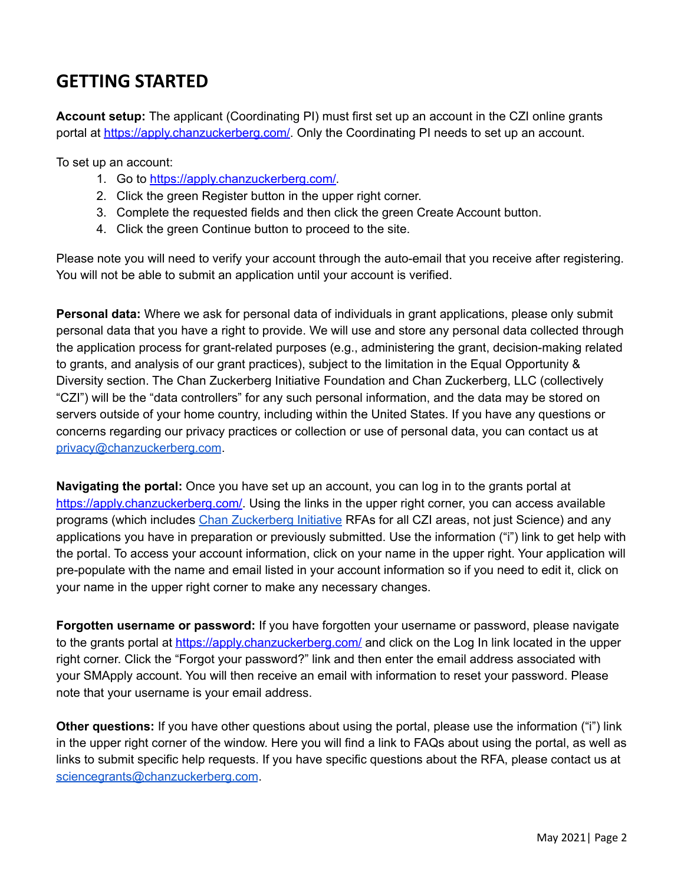# GETTING STARTED

**Account setup:** The applicant (Coordinating PI) must first set up an account in the CZI online grants portal at [https://apply.chanzuckerberg.com/](https://apply.chanzuckerberg.com/). Only the Coordinating PI needs to set up an account.

To set up an account:

1. Go to [https://apply.chanzuckerberg.com/](https://apply.chanzuckerberg.com/).
2. Click the green Register button in the upper right corner.
3. Complete the requested fields and then click the green Create Account button.
4. Click the green Continue button to proceed to the site.

Please note you will need to verify your account through the auto-email that you receive after registering. You will not be able to submit an application until your account is verified.

**Personal data:** Where we ask for personal data of individuals in grant applications, please only submit personal data that you have a right to provide. We will use and store any personal data collected through the application process for grant-related purposes (e.g., administering the grant, decision-making related to grants, and analysis of our grant practices), subject to the limitation in the Equal Opportunity & Diversity section. The Chan Zuckerberg Initiative Foundation and Chan Zuckerberg, LLC (collectively "CZI") will be the "data controllers" for any such personal information, and the data may be stored on servers outside of your home country, including within the United States. If you have any questions or concerns regarding our privacy practices or collection or use of personal data, you can contact us at [privacy@chanzuckerberg.com](mailto:privacy@chanzuckerberg.com).

**Navigating the portal:** Once you have set up an account, you can log in to the grants portal at [https://apply.chanzuckerberg.com/](https://apply.chanzuckerberg.com/). Using the links in the upper right corner, you can access available programs (which includes Chan Zuckerberg Initiative RFAs for all CZI areas, not just Science) and any applications you have in preparation or previously submitted. Use the information ("i") link to get help with the portal. To access your account information, click on your name in the upper right. Your application will pre-populate with the name and email listed in your account information so if you need to edit it, click on your name in the upper right corner to make any necessary changes.

**Forgotten username or password:** If you have forgotten your username or password, please navigate to the grants portal at [https://apply.chanzuckerberg.com/](https://apply.chanzuckerberg.com/) and click on the Log In link located in the upper right corner. Click the "Forgot your password?" link and then enter the email address associated with your SMApply account. You will then receive an email with information to reset your password. Please note that your username is your email address.

**Other questions:** If you have other questions about using the portal, please use the information ("i") link in the upper right corner of the window. Here you will find a link to FAQs about using the portal, as well as links to submit specific help requests. If you have specific questions about the RFA, please contact us at [sciencegrants@chanzuckerberg.com](mailto:sciencegrants@chanzuckerberg.com).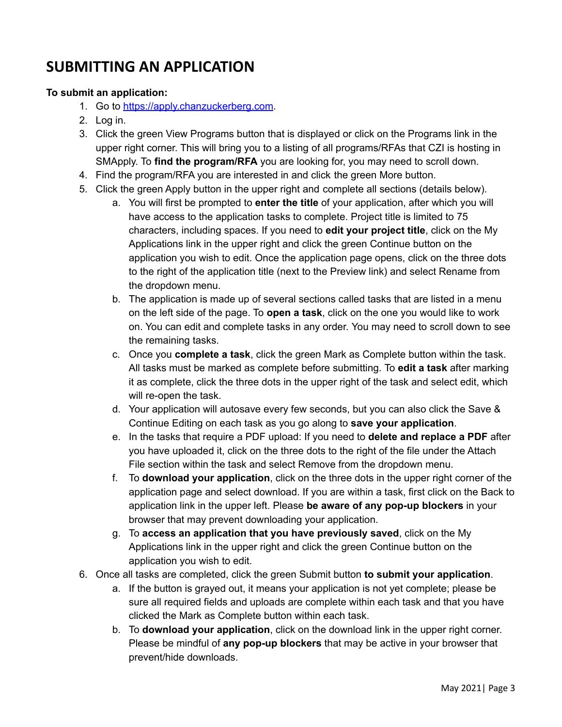# SUBMITTING AN APPLICATION

**To submit an application:**

1. Go to [https://apply.chanzuckerberg.com](https://apply.chanzuckerberg.com).
2. Log in.
3. Click the green View Programs button that is displayed or click on the Programs link in the upper right corner. This will bring you to a listing of all programs/RFAs that CZI is hosting in SMApply. To **find the program/RFA** you are looking for, you may need to scroll down.
4. Find the program/RFA you are interested in and click the green More button.
5. Click the green Apply button in the upper right and complete all sections (details below).
    a. You will first be prompted to **enter the title** of your application, after which you will have access to the application tasks to complete. Project title is limited to 75 characters, including spaces. If you need to **edit your project title**, click on the My Applications link in the upper right and click the green Continue button on the application you wish to edit. Once the application page opens, click on the three dots to the right of the application title (next to the Preview link) and select Rename from the dropdown menu.
    b. The application is made up of several sections called tasks that are listed in a menu on the left side of the page. To **open a task**, click on the one you would like to work on. You can edit and complete tasks in any order. You may need to scroll down to see the remaining tasks.
    c. Once you **complete a task**, click the green Mark as Complete button within the task. All tasks must be marked as complete before submitting. To **edit a task** after marking it as complete, click the three dots in the upper right of the task and select edit, which will re-open the task.
    d. Your application will autosave every few seconds, but you can also click the Save & Continue Editing on each task as you go along to **save your application**.
    e. In the tasks that require a PDF upload: If you need to **delete and replace a PDF** after you have uploaded it, click on the three dots to the right of the file under the Attach File section within the task and select Remove from the dropdown menu.
    f. To **download your application**, click on the three dots in the upper right corner of the application page and select download. If you are within a task, first click on the Back to application link in the upper left. Please **be aware of any pop-up blockers** in your browser that may prevent downloading your application.
    g. To **access an application that you have previously saved**, click on the My Applications link in the upper right and click the green Continue button on the application you wish to edit.
6. Once all tasks are completed, click the green Submit button **to submit your application**.
    a. If the button is grayed out, it means your application is not yet complete; please be sure all required fields and uploads are complete within each task and that you have clicked the Mark as Complete button within each task.
    b. To **download your application**, click on the download link in the upper right corner. Please be mindful of **any pop-up blockers** that may be active in your browser that prevent/hide downloads.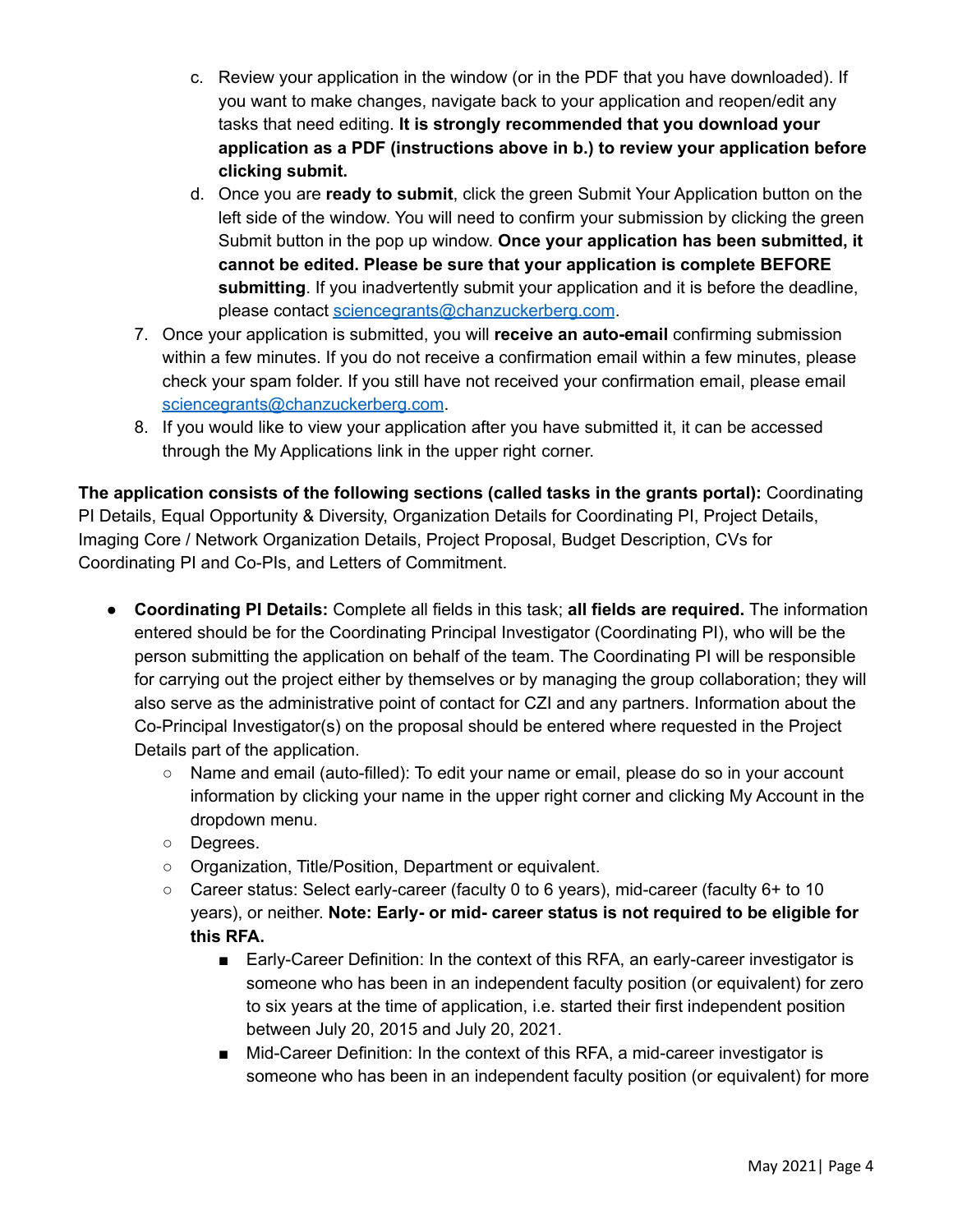c. Review your application in the window (or in the PDF that you have downloaded). If you want to make changes, navigate back to your application and reopen/edit any tasks that need editing. **It is strongly recommended that you download your application as a PDF (instructions above in b.) to review your application before clicking submit.**
   d. Once you are **ready to submit**, click the green Submit Your Application button on the left side of the window. You will need to confirm your submission by clicking the green Submit button in the pop up window. **Once your application has been submitted, it cannot be edited. Please be sure that your application is complete BEFORE submitting**. If you inadvertently submit your application and it is before the deadline, please contact [sciencegrants@chanzuckerberg.com](mailto:sciencegrants@chanzuckerberg.com).
7. Once your application is submitted, you will **receive an auto-email** confirming submission within a few minutes. If you do not receive a confirmation email within a few minutes, please check your spam folder. If you still have not received your confirmation email, please email [sciencegrants@chanzuckerberg.com](mailto:sciencegrants@chanzuckerberg.com).
8. If you would like to view your application after you have submitted it, it can be accessed through the My Applications link in the upper right corner.

**The application consists of the following sections (called tasks in the grants portal):** Coordinating PI Details, Equal Opportunity & Diversity, Organization Details for Coordinating PI, Project Details, Imaging Core / Network Organization Details, Project Proposal, Budget Description, CVs for Coordinating PI and Co-PIs, and Letters of Commitment.

- **Coordinating PI Details:** Complete all fields in this task; **all fields are required.** The information entered should be for the Coordinating Principal Investigator (Coordinating PI), who will be the person submitting the application on behalf of the team. The Coordinating PI will be responsible for carrying out the project either by themselves or by managing the group collaboration; they will also serve as the administrative point of contact for CZI and any partners. Information about the Co-Principal Investigator(s) on the proposal should be entered where requested in the Project Details part of the application.
  - Name and email (auto-filled): To edit your name or email, please do so in your account information by clicking your name in the upper right corner and clicking My Account in the dropdown menu.
  - Degrees.
  - Organization, Title/Position, Department or equivalent.
  - Career status: Select early-career (faculty 0 to 6 years), mid-career (faculty 6+ to 10 years), or neither. **Note: Early- or mid- career status is not required to be eligible for this RFA.**
    - Early-Career Definition: In the context of this RFA, an early-career investigator is someone who has been in an independent faculty position (or equivalent) for zero to six years at the time of application, i.e. started their first independent position between July 20, 2015 and July 20, 2021.
    - Mid-Career Definition: In the context of this RFA, a mid-career investigator is someone who has been in an independent faculty position (or equivalent) for more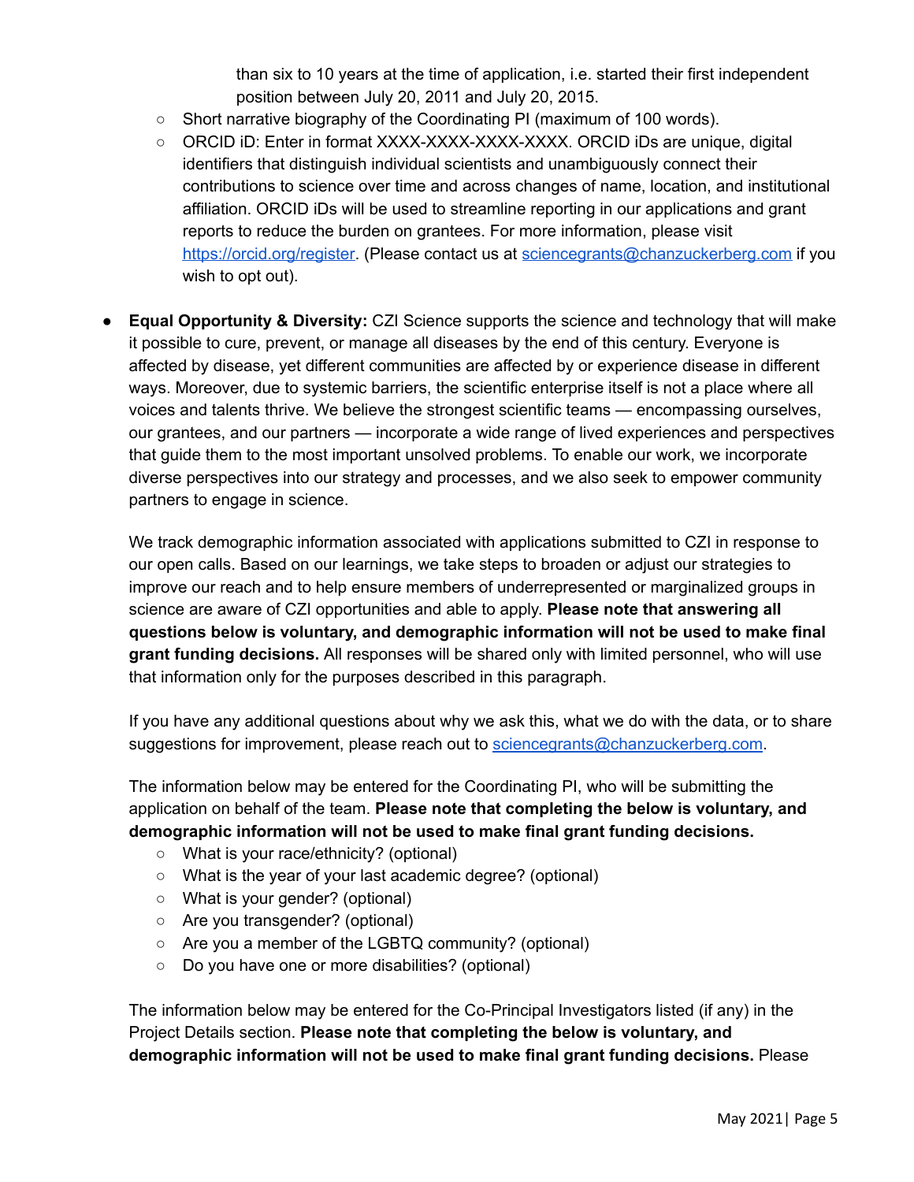than six to 10 years at the time of application, i.e. started their first independent position between July 20, 2011 and July 20, 2015.

  - Short narrative biography of the Coordinating PI (maximum of 100 words).
  - ORCID iD: Enter in format XXXX-XXXX-XXXX-XXXX. ORCID iDs are unique, digital identifiers that distinguish individual scientists and unambiguously connect their contributions to science over time and across changes of name, location, and institutional affiliation. ORCID iDs will be used to streamline reporting in our applications and grant reports to reduce the burden on grantees. For more information, please visit [https://orcid.org/register](https://orcid.org/register). (Please contact us at [sciencegrants@chanzuckerberg.com](mailto:sciencegrants@chanzuckerberg.com) if you wish to opt out).

- **Equal Opportunity & Diversity:** CZI Science supports the science and technology that will make it possible to cure, prevent, or manage all diseases by the end of this century. Everyone is affected by disease, yet different communities are affected by or experience disease in different ways. Moreover, due to systemic barriers, the scientific enterprise itself is not a place where all voices and talents thrive. We believe the strongest scientific teams — encompassing ourselves, our grantees, and our partners — incorporate a wide range of lived experiences and perspectives that guide them to the most important unsolved problems. To enable our work, we incorporate diverse perspectives into our strategy and processes, and we also seek to empower community partners to engage in science.

  We track demographic information associated with applications submitted to CZI in response to our open calls. Based on our learnings, we take steps to broaden or adjust our strategies to improve our reach and to help ensure members of underrepresented or marginalized groups in science are aware of CZI opportunities and able to apply. **Please note that answering all questions below is voluntary, and demographic information will not be used to make final grant funding decisions.** All responses will be shared only with limited personnel, who will use that information only for the purposes described in this paragraph.

  If you have any additional questions about why we ask this, what we do with the data, or to share suggestions for improvement, please reach out to [sciencegrants@chanzuckerberg.com](mailto:sciencegrants@chanzuckerberg.com).

  The information below may be entered for the Coordinating PI, who will be submitting the application on behalf of the team. **Please note that completing the below is voluntary, and demographic information will not be used to make final grant funding decisions.**

  - What is your race/ethnicity? (optional)
  - What is the year of your last academic degree? (optional)
  - What is your gender? (optional)
  - Are you transgender? (optional)
  - Are you a member of the LGBTQ community? (optional)
  - Do you have one or more disabilities? (optional)

  The information below may be entered for the Co-Principal Investigators listed (if any) in the Project Details section. **Please note that completing the below is voluntary, and demographic information will not be used to make final grant funding decisions.** Please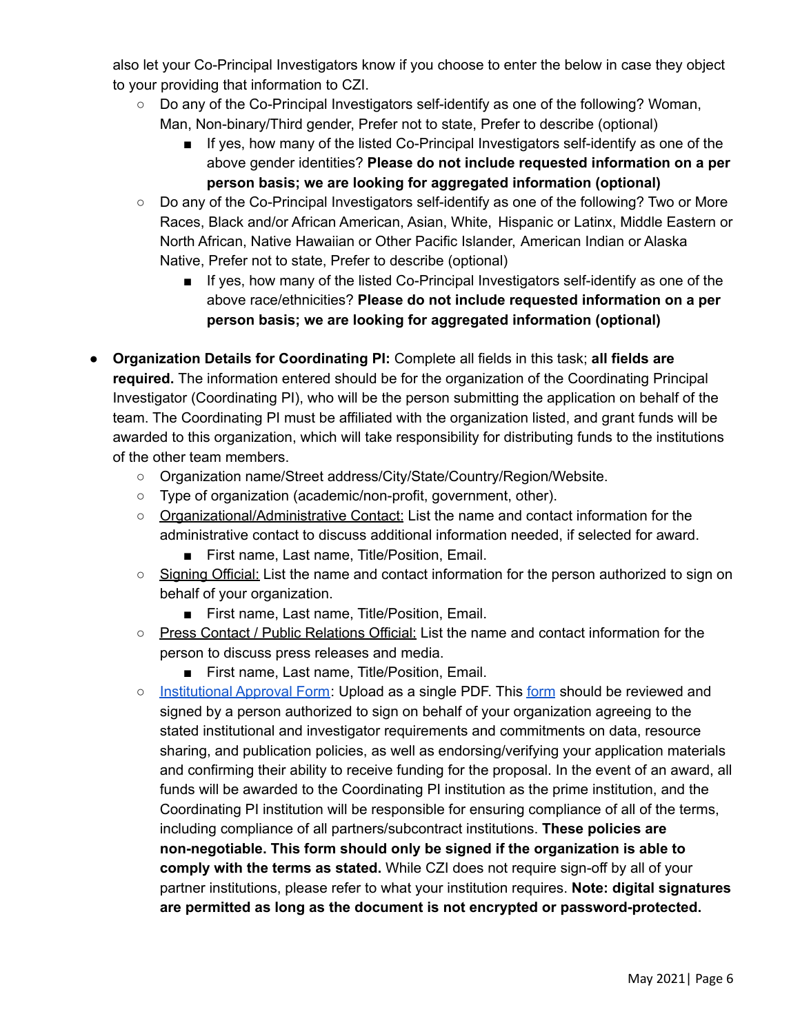also let your Co-Principal Investigators know if you choose to enter the below in case they object to your providing that information to CZI.

- Do any of the Co-Principal Investigators self-identify as one of the following? Woman, Man, Non-binary/Third gender, Prefer not to state, Prefer to describe (optional)
  - If yes, how many of the listed Co-Principal Investigators self-identify as one of the above gender identities? **Please do not include requested information on a per person basis; we are looking for aggregated information (optional)**
- Do any of the Co-Principal Investigators self-identify as one of the following? Two or More Races, Black and/or African American, Asian, White, Hispanic or Latinx, Middle Eastern or North African, Native Hawaiian or Other Pacific Islander, American Indian or Alaska Native, Prefer not to state, Prefer to describe (optional)
  - If yes, how many of the listed Co-Principal Investigators self-identify as one of the above race/ethnicities? **Please do not include requested information on a per person basis; we are looking for aggregated information (optional)**

- **Organization Details for Coordinating PI:** Complete all fields in this task; **all fields are required.** The information entered should be for the organization of the Coordinating Principal Investigator (Coordinating PI), who will be the person submitting the application on behalf of the team. The Coordinating PI must be affiliated with the organization listed, and grant funds will be awarded to this organization, which will take responsibility for distributing funds to the institutions of the other team members.
  - Organization name/Street address/City/State/Country/Region/Website.
  - Type of organization (academic/non-profit, government, other).
  - Organizational/Administrative Contact: List the name and contact information for the administrative contact to discuss additional information needed, if selected for award.
    - First name, Last name, Title/Position, Email.
  - Signing Official: List the name and contact information for the person authorized to sign on behalf of your organization.
    - First name, Last name, Title/Position, Email.
  - Press Contact / Public Relations Official: List the name and contact information for the person to discuss press releases and media.
    - First name, Last name, Title/Position, Email.
  - Institutional Approval Form: Upload as a single PDF. This form should be reviewed and signed by a person authorized to sign on behalf of your organization agreeing to the stated institutional and investigator requirements and commitments on data, resource sharing, and publication policies, as well as endorsing/verifying your application materials and confirming their ability to receive funding for the proposal. In the event of an award, all funds will be awarded to the Coordinating PI institution as the prime institution, and the Coordinating PI institution will be responsible for ensuring compliance of all of the terms, including compliance of all partners/subcontract institutions. **These policies are non-negotiable. This form should only be signed if the organization is able to comply with the terms as stated.** While CZI does not require sign-off by all of your partner institutions, please refer to what your institution requires. **Note: digital signatures are permitted as long as the document is not encrypted or password-protected.**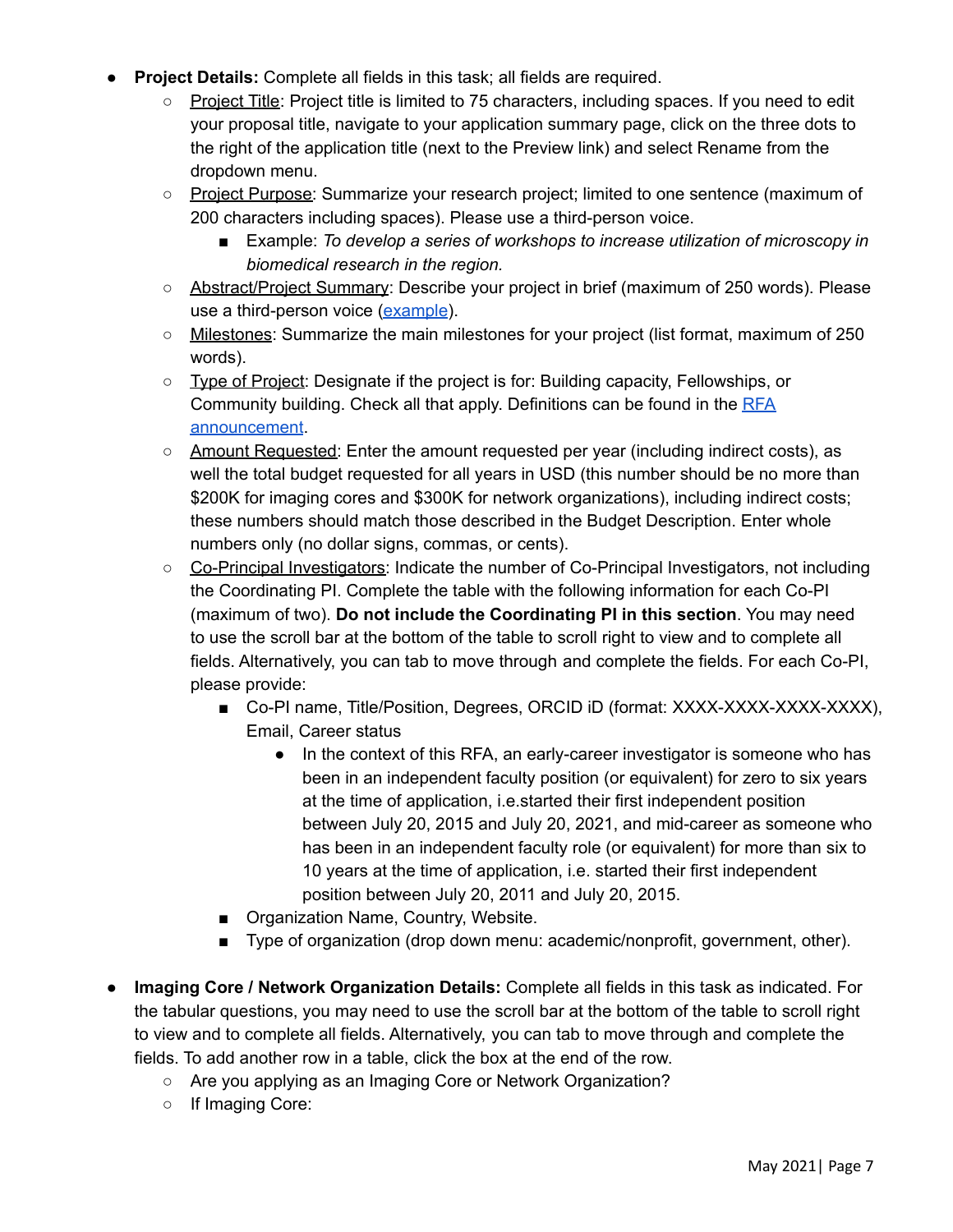- **Project Details:** Complete all fields in this task; all fields are required.
  - Project Title: Project title is limited to 75 characters, including spaces. If you need to edit your proposal title, navigate to your application summary page, click on the three dots to the right of the application title (next to the Preview link) and select Rename from the dropdown menu.
  - Project Purpose: Summarize your research project; limited to one sentence (maximum of 200 characters including spaces). Please use a third-person voice.
    - Example: *To develop a series of workshops to increase utilization of microscopy in biomedical research in the region.*
  - Abstract/Project Summary: Describe your project in brief (maximum of 250 words). Please use a third-person voice ([example](example)).
  - Milestones: Summarize the main milestones for your project (list format, maximum of 250 words).
  - Type of Project: Designate if the project is for: Building capacity, Fellowships, or Community building. Check all that apply. Definitions can be found in the [RFA announcement](RFA announcement).
  - Amount Requested: Enter the amount requested per year (including indirect costs), as well the total budget requested for all years in USD (this number should be no more than $200K for imaging cores and $300K for network organizations), including indirect costs; these numbers should match those described in the Budget Description. Enter whole numbers only (no dollar signs, commas, or cents).
  - Co-Principal Investigators: Indicate the number of Co-Principal Investigators, not including the Coordinating PI. Complete the table with the following information for each Co-PI (maximum of two). **Do not include the Coordinating PI in this section**. You may need to use the scroll bar at the bottom of the table to scroll right to view and to complete all fields. Alternatively, you can tab to move through and complete the fields. For each Co-PI, please provide:
    - Co-PI name, Title/Position, Degrees, ORCID iD (format: XXXX-XXXX-XXXX-XXXX), Email, Career status
      - In the context of this RFA, an early-career investigator is someone who has been in an independent faculty position (or equivalent) for zero to six years at the time of application, i.e.started their first independent position between July 20, 2015 and July 20, 2021, and mid-career as someone who has been in an independent faculty role (or equivalent) for more than six to 10 years at the time of application, i.e. started their first independent position between July 20, 2011 and July 20, 2015.
    - Organization Name, Country, Website.
    - Type of organization (drop down menu: academic/nonprofit, government, other).

- **Imaging Core / Network Organization Details:** Complete all fields in this task as indicated. For the tabular questions, you may need to use the scroll bar at the bottom of the table to scroll right to view and to complete all fields. Alternatively, you can tab to move through and complete the fields. To add another row in a table, click the box at the end of the row.
  - Are you applying as an Imaging Core or Network Organization?
  - If Imaging Core: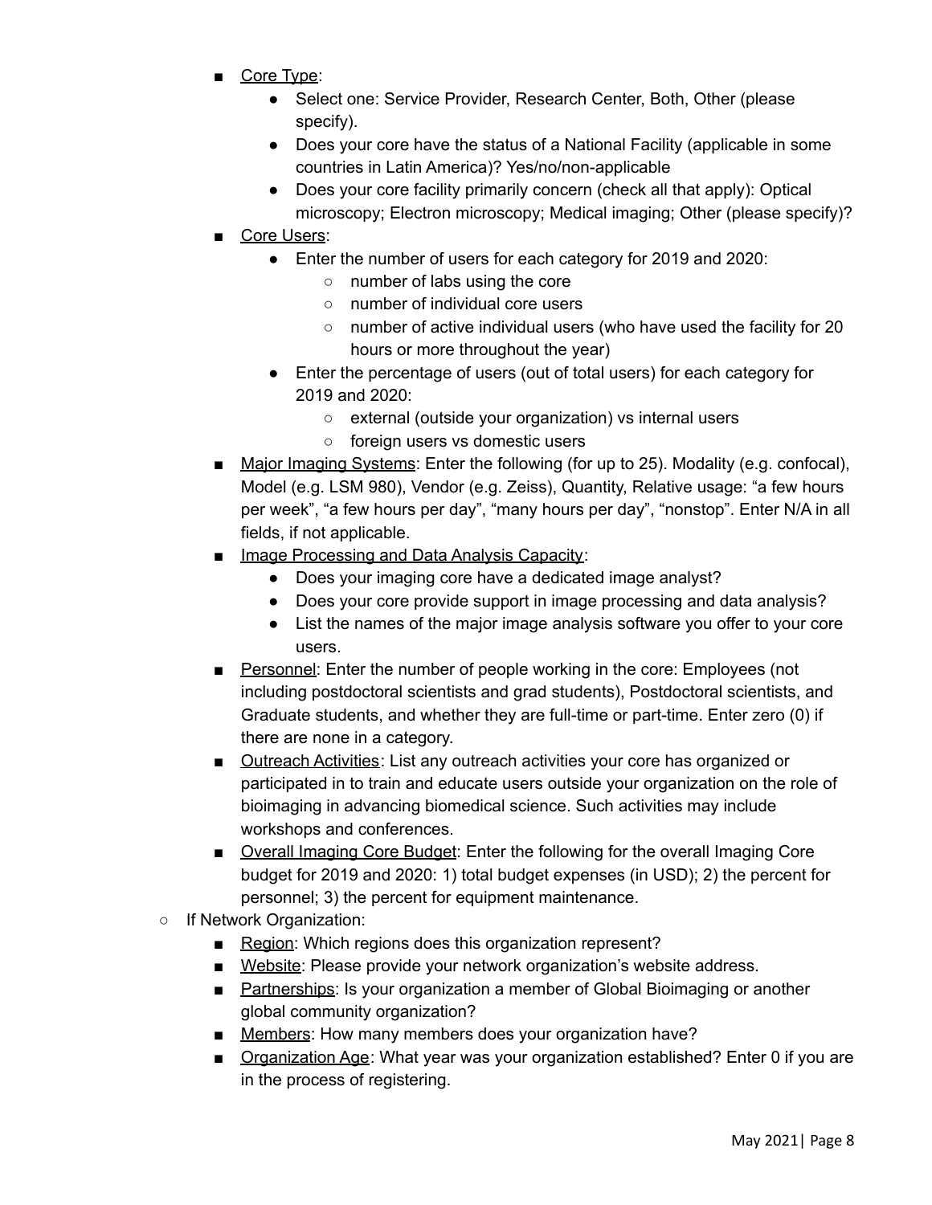- <u>Core Type</u>:
            - Select one: Service Provider, Research Center, Both, Other (please specify).
            - Does your core have the status of a National Facility (applicable in some countries in Latin America)? Yes/no/non-applicable
            - Does your core facility primarily concern (check all that apply): Optical microscopy; Electron microscopy; Medical imaging; Other (please specify)?
        - <u>Core Users</u>:
            - Enter the number of users for each category for 2019 and 2020:
                - number of labs using the core
                - number of individual core users
                - number of active individual users (who have used the facility for 20 hours or more throughout the year)
            - Enter the percentage of users (out of total users) for each category for 2019 and 2020:
                - external (outside your organization) vs internal users
                - foreign users vs domestic users
        - <u>Major Imaging Systems</u>: Enter the following (for up to 25). Modality (e.g. confocal), Model (e.g. LSM 980), Vendor (e.g. Zeiss), Quantity, Relative usage: "a few hours per week", "a few hours per day", "many hours per day", "nonstop". Enter N/A in all fields, if not applicable.
        - <u>Image Processing and Data Analysis Capacity</u>:
            - Does your imaging core have a dedicated image analyst?
            - Does your core provide support in image processing and data analysis?
            - List the names of the major image analysis software you offer to your core users.
        - <u>Personnel</u>: Enter the number of people working in the core: Employees (not including postdoctoral scientists and grad students), Postdoctoral scientists, and Graduate students, and whether they are full-time or part-time. Enter zero (0) if there are none in a category.
        - <u>Outreach Activities</u>: List any outreach activities your core has organized or participated in to train and educate users outside your organization on the role of bioimaging in advancing biomedical science. Such activities may include workshops and conferences.
        - <u>Overall Imaging Core Budget</u>: Enter the following for the overall Imaging Core budget for 2019 and 2020: 1) total budget expenses (in USD); 2) the percent for personnel; 3) the percent for equipment maintenance.
    - If Network Organization:
        - <u>Region</u>: Which regions does this organization represent?
        - <u>Website</u>: Please provide your network organization's website address.
        - <u>Partnerships</u>: Is your organization a member of Global Bioimaging or another global community organization?
        - <u>Members</u>: How many members does your organization have?
        - <u>Organization Age</u>: What year was your organization established? Enter 0 if you are in the process of registering.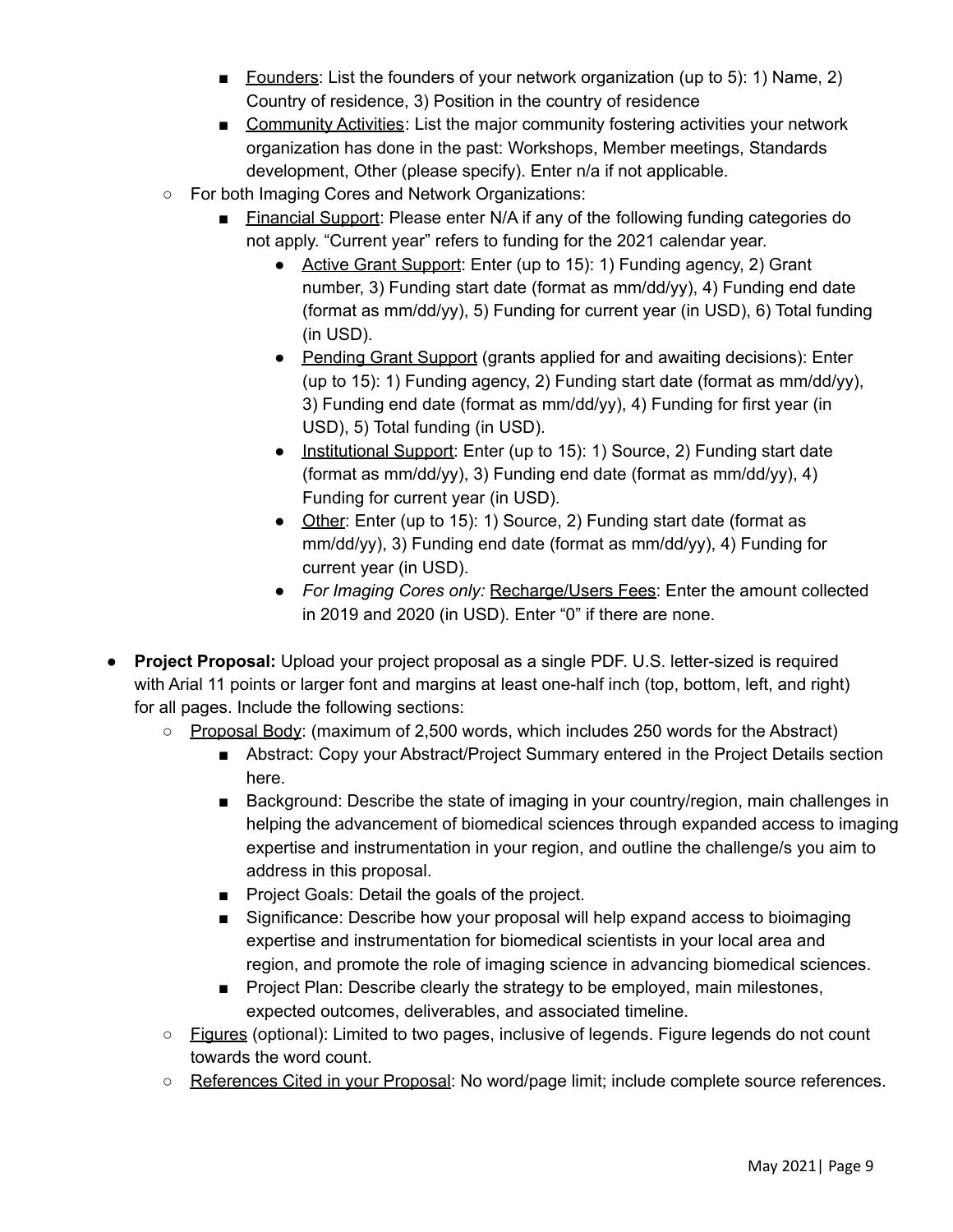- Founders: List the founders of your network organization (up to 5): 1) Name, 2) Country of residence, 3) Position in the country of residence
        - Community Activities: List the major community fostering activities your network organization has done in the past: Workshops, Member meetings, Standards development, Other (please specify). Enter n/a if not applicable.
    - For both Imaging Cores and Network Organizations:
        - Financial Support: Please enter N/A if any of the following funding categories do not apply. "Current year" refers to funding for the 2021 calendar year.
            - Active Grant Support: Enter (up to 15): 1) Funding agency, 2) Grant number, 3) Funding start date (format as mm/dd/yy), 4) Funding end date (format as mm/dd/yy), 5) Funding for current year (in USD), 6) Total funding (in USD).
            - Pending Grant Support (grants applied for and awaiting decisions): Enter (up to 15): 1) Funding agency, 2) Funding start date (format as mm/dd/yy), 3) Funding end date (format as mm/dd/yy), 4) Funding for first year (in USD), 5) Total funding (in USD).
            - Institutional Support: Enter (up to 15): 1) Source, 2) Funding start date (format as mm/dd/yy), 3) Funding end date (format as mm/dd/yy), 4) Funding for current year (in USD).
            - Other: Enter (up to 15): 1) Source, 2) Funding start date (format as mm/dd/yy), 3) Funding end date (format as mm/dd/yy), 4) Funding for current year (in USD).
            - *For Imaging Cores only:* Recharge/Users Fees: Enter the amount collected in 2019 and 2020 (in USD). Enter "0" if there are none.

- **Project Proposal:** Upload your project proposal as a single PDF. U.S. letter-sized is required with Arial 11 points or larger font and margins at least one-half inch (top, bottom, left, and right) for all pages. Include the following sections:
    - Proposal Body: (maximum of 2,500 words, which includes 250 words for the Abstract)
        - Abstract: Copy your Abstract/Project Summary entered in the Project Details section here.
        - Background: Describe the state of imaging in your country/region, main challenges in helping the advancement of biomedical sciences through expanded access to imaging expertise and instrumentation in your region, and outline the challenge/s you aim to address in this proposal.
        - Project Goals: Detail the goals of the project.
        - Significance: Describe how your proposal will help expand access to bioimaging expertise and instrumentation for biomedical scientists in your local area and region, and promote the role of imaging science in advancing biomedical sciences.
        - Project Plan: Describe clearly the strategy to be employed, main milestones, expected outcomes, deliverables, and associated timeline.
    - Figures (optional): Limited to two pages, inclusive of legends. Figure legends do not count towards the word count.
    - References Cited in your Proposal: No word/page limit; include complete source references.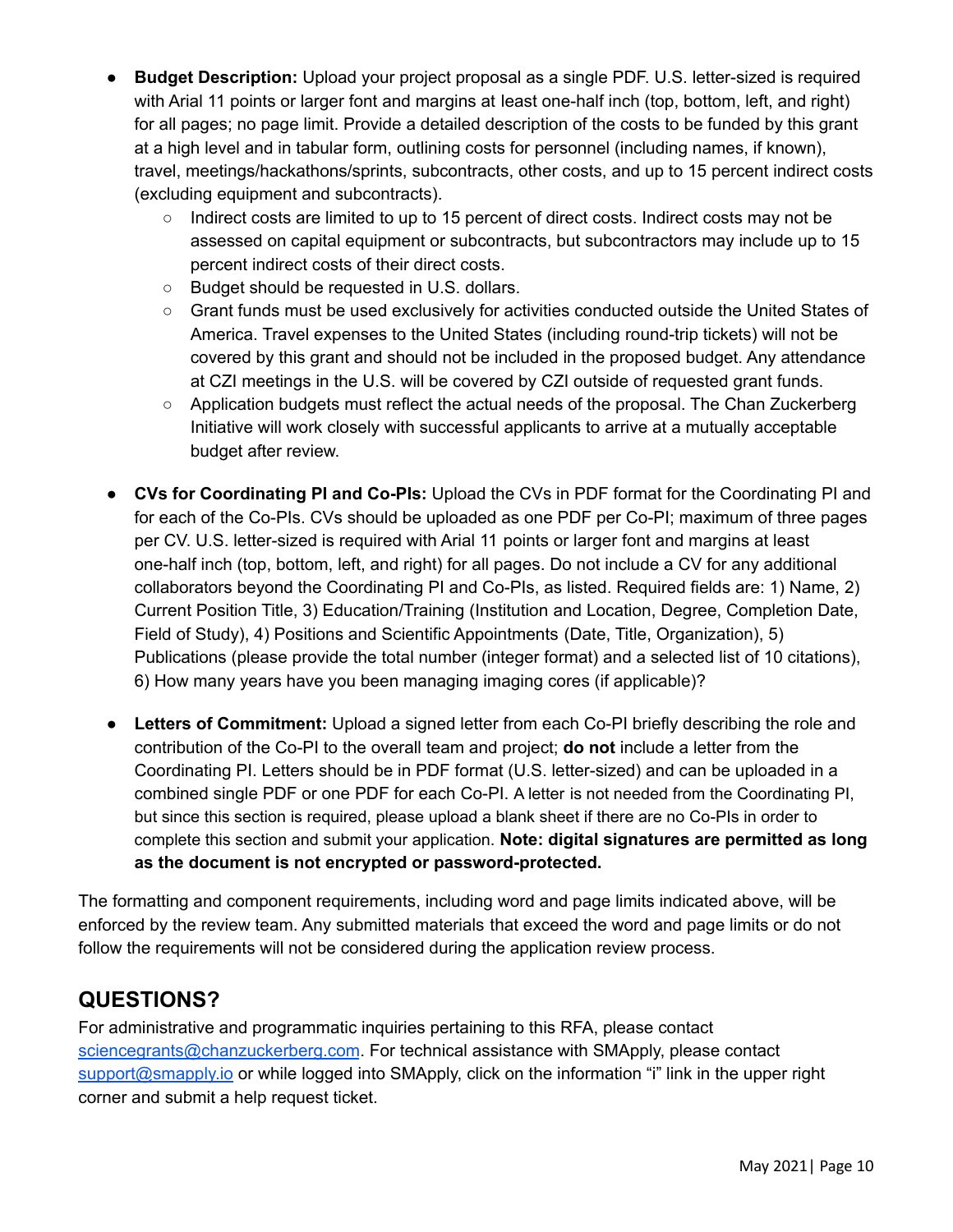- **Budget Description:** Upload your project proposal as a single PDF. U.S. letter-sized is required with Arial 11 points or larger font and margins at least one-half inch (top, bottom, left, and right) for all pages; no page limit. Provide a detailed description of the costs to be funded by this grant at a high level and in tabular form, outlining costs for personnel (including names, if known), travel, meetings/hackathons/sprints, subcontracts, other costs, and up to 15 percent indirect costs (excluding equipment and subcontracts).
    - Indirect costs are limited to up to 15 percent of direct costs. Indirect costs may not be assessed on capital equipment or subcontracts, but subcontractors may include up to 15 percent indirect costs of their direct costs.
    - Budget should be requested in U.S. dollars.
    - Grant funds must be used exclusively for activities conducted outside the United States of America. Travel expenses to the United States (including round-trip tickets) will not be covered by this grant and should not be included in the proposed budget. Any attendance at CZI meetings in the U.S. will be covered by CZI outside of requested grant funds.
    - Application budgets must reflect the actual needs of the proposal. The Chan Zuckerberg Initiative will work closely with successful applicants to arrive at a mutually acceptable budget after review.

- **CVs for Coordinating PI and Co-PIs:** Upload the CVs in PDF format for the Coordinating PI and for each of the Co-PIs. CVs should be uploaded as one PDF per Co-PI; maximum of three pages per CV. U.S. letter-sized is required with Arial 11 points or larger font and margins at least one-half inch (top, bottom, left, and right) for all pages. Do not include a CV for any additional collaborators beyond the Coordinating PI and Co-PIs, as listed. Required fields are: 1) Name, 2) Current Position Title, 3) Education/Training (Institution and Location, Degree, Completion Date, Field of Study), 4) Positions and Scientific Appointments (Date, Title, Organization), 5) Publications (please provide the total number (integer format) and a selected list of 10 citations), 6) How many years have you been managing imaging cores (if applicable)?

- **Letters of Commitment:** Upload a signed letter from each Co-PI briefly describing the role and contribution of the Co-PI to the overall team and project; **do not** include a letter from the Coordinating PI. Letters should be in PDF format (U.S. letter-sized) and can be uploaded in a combined single PDF or one PDF for each Co-PI. A letter is not needed from the Coordinating PI, but since this section is required, please upload a blank sheet if there are no Co-PIs in order to complete this section and submit your application. **Note: digital signatures are permitted as long as the document is not encrypted or password-protected.**

The formatting and component requirements, including word and page limits indicated above, will be enforced by the review team. Any submitted materials that exceed the word and page limits or do not follow the requirements will not be considered during the application review process.

## QUESTIONS?

For administrative and programmatic inquiries pertaining to this RFA, please contact sciencegrants@chanzuckerberg.com. For technical assistance with SMApply, please contact support@smapply.io or while logged into SMApply, click on the information "i" link in the upper right corner and submit a help request ticket.